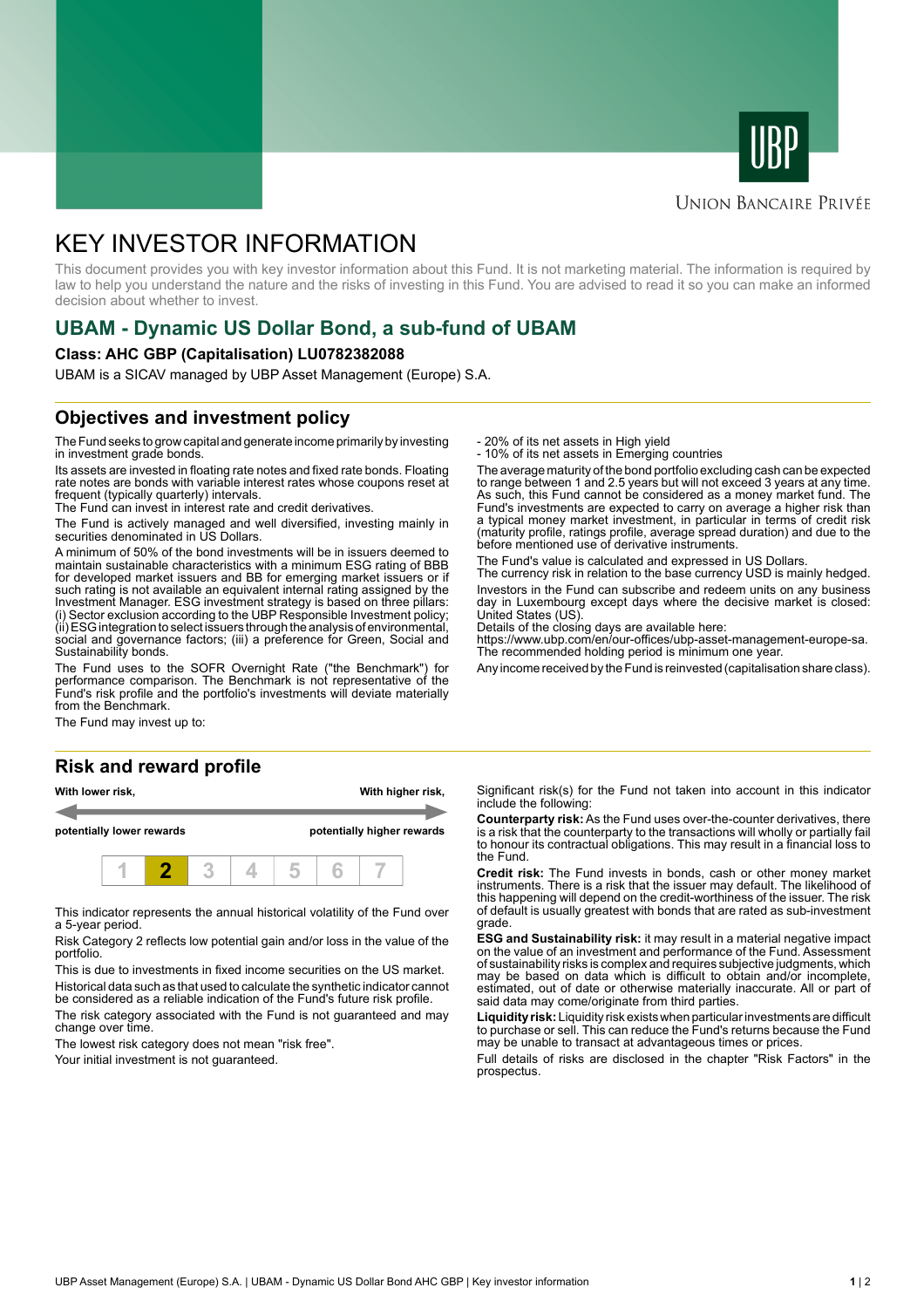UBP

Union Bancaire Privée

# KEY INVESTOR INFORMATION

This document provides you with key investor information about this Fund. It is not marketing material. The information is required by law to help you understand the nature and the risks of investing in this Fund. You are advised to read it so you can make an informed decision about whether to invest.

## UBAM - Dynamic US Dollar Bond, a sub-fund of UBAM

**Class: AHC GBP (Capitalisation) LU0782382088**

UBAM is a SICAV managed by UBP Asset Management (Europe) S.A.

## Objectives and investment policy

The Fund seeks to grow capital and generate income primarily by investing in investment grade bonds.

Its assets are invested in floating rate notes and fixed rate bonds. Floating rate notes are bonds with variable interest rates whose coupons reset at frequent (typically quarterly) intervals.

The Fund can invest in interest rate and credit derivatives.

The Fund is actively managed and well diversified, investing mainly in securities denominated in US Dollars.

A minimum of 50% of the bond investments will be in issuers deemed to maintain sustainable characteristics with a minimum ESG rating of BBB for developed market issuers and BB for emerging market issuers or if such rating is not available an equivalent internal rating assigned by the Investment Manager. ESG investment strategy is based on three pillars: (i) Sector exclusion according to the UBP Responsible Investment policy; (ii) ESG integration to select issuers through the analysis of environmental, social and governance factors; (iii) a preference for Green, Social and Sustainability bonds.

The Fund uses to the SOFR Overnight Rate ("the Benchmark") for performance comparison. The Benchmark is not representative of the Fund's risk profile and the portfolio's investments will deviate materially from the Benchmark.

The Fund may invest up to:

- 20% of its net assets in High yield
- 10% of its net assets in Emerging countries

The average maturity of the bond portfolio excluding cash can be expected to range between 1 and 2.5 years but will not exceed 3 years at any time. As such, this Fund cannot be considered as a money market fund. The Fund's investments are expected to carry on average a higher risk than a typical money market investment, in particular in terms of credit risk (maturity profile, ratings profile, average spread duration) and due to the before mentioned use of derivative instruments.

The Fund's value is calculated and expressed in US Dollars.

The currency risk in relation to the base currency USD is mainly hedged.

Investors in the Fund can subscribe and redeem units on any business day in Luxembourg except days where the decisive market is closed: United States (US).

Details of the closing days are available here:
https://www.ubp.com/en/our-offices/ubp-asset-management-europe-sa.

The recommended holding period is minimum one year.

Any income received by the Fund is reinvested (capitalisation share class).

## Risk and reward profile

**With lower risk,** **potentially lower rewards** — **With higher risk,** **potentially higher rewards**

| 1 | **2** | 3 | 4 | 5 | 6 | 7 |
|---|---|---|---|---|---|---|

This indicator represents the annual historical volatility of the Fund over a 5-year period.

Risk Category 2 reflects low potential gain and/or loss in the value of the portfolio.

This is due to investments in fixed income securities on the US market.

Historical data such as that used to calculate the synthetic indicator cannot be considered as a reliable indication of the Fund's future risk profile.

The risk category associated with the Fund is not guaranteed and may change over time.

The lowest risk category does not mean "risk free".

Your initial investment is not guaranteed.

Significant risk(s) for the Fund not taken into account in this indicator include the following:

**Counterparty risk:** As the Fund uses over-the-counter derivatives, there is a risk that the counterparty to the transactions will wholly or partially fail to honour its contractual obligations. This may result in a financial loss to the Fund.

**Credit risk:** The Fund invests in bonds, cash or other money market instruments. There is a risk that the issuer may default. The likelihood of this happening will depend on the credit-worthiness of the issuer. The risk of default is usually greatest with bonds that are rated as sub-investment grade.

**ESG and Sustainability risk:** it may result in a material negative impact on the value of an investment and performance of the Fund. Assessment of sustainability risks is complex and requires subjective judgments, which may be based on data which is difficult to obtain and/or incomplete, estimated, out of date or otherwise materially inaccurate. All or part of said data may come/originate from third parties.

**Liquidity risk:** Liquidity risk exists when particular investments are difficult to purchase or sell. This can reduce the Fund's returns because the Fund may be unable to transact at advantageous times or prices.

Full details of risks are disclosed in the chapter "Risk Factors" in the prospectus.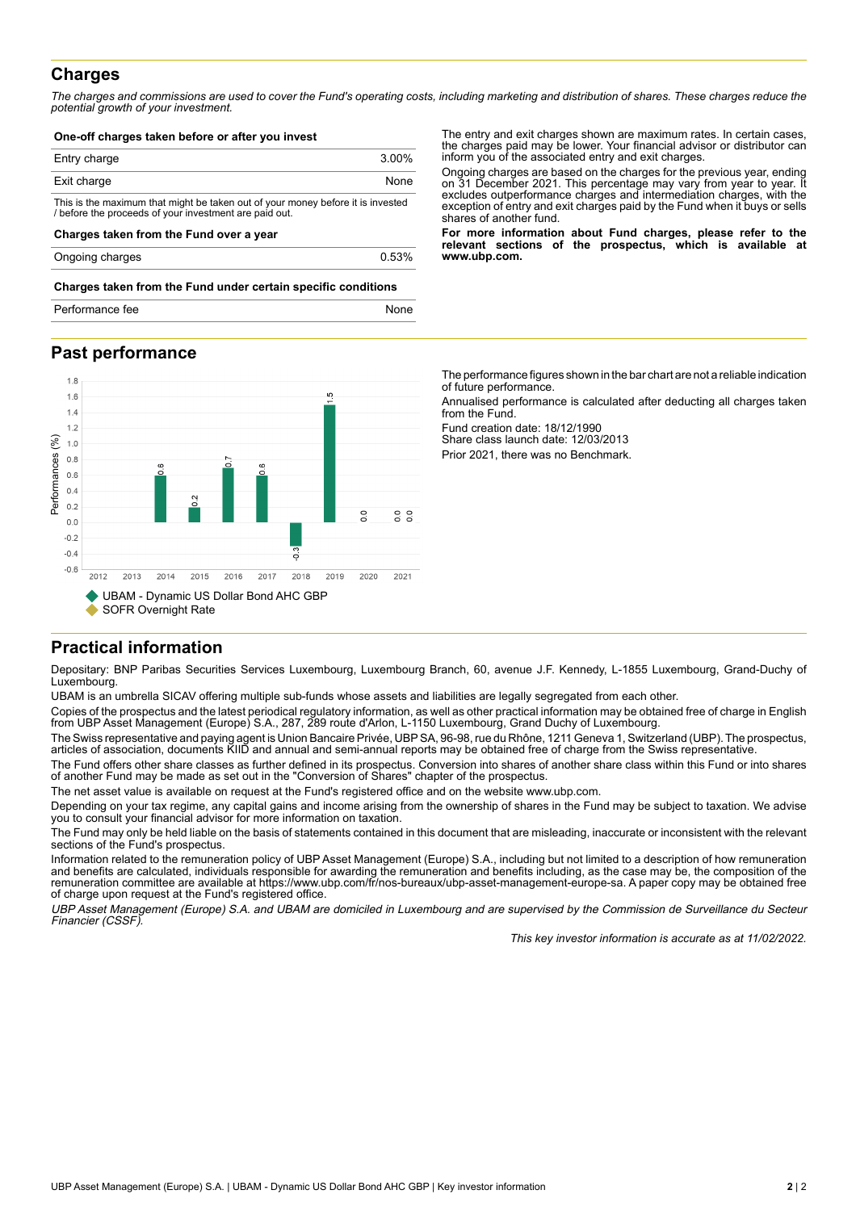## Charges

*The charges and commissions are used to cover the Fund's operating costs, including marketing and distribution of shares. These charges reduce the potential growth of your investment.*

| **One-off charges taken before or after you invest** | |
|---|---|
| Entry charge | 3.00% |
| Exit charge | None |

This is the maximum that might be taken out of your money before it is invested / before the proceeds of your investment are paid out.

| **Charges taken from the Fund over a year** | |
|---|---|
| Ongoing charges | 0.53% |

| **Charges taken from the Fund under certain specific conditions** | |
|---|---|
| Performance fee | None |

The entry and exit charges shown are maximum rates. In certain cases, the charges paid may be lower. Your financial advisor or distributor can inform you of the associated entry and exit charges.

Ongoing charges are based on the charges for the previous year, ending on 31 December 2021. This percentage may vary from year to year. It excludes outperformance charges and intermediation charges, with the exception of entry and exit charges paid by the Fund when it buys or sells shares of another fund.

**For more information about Fund charges, please refer to the relevant sections of the prospectus, which is available at www.ubp.com.**

## Past performance

Performances (%)

1.8
1.6
1.4
1.2
1.0
0.8
0.6
0.4
0.2
0.0
-0.2
-0.4
-0.6

0.6
0.2
0.7
0.6
-0.3
1.5
0.0
0.0
0.0

2012 2013 2014 2015 2016 2017 2018 2019 2020 2021

UBAM - Dynamic US Dollar Bond AHC GBP
SOFR Overnight Rate

The performance figures shown in the bar chart are not a reliable indication of future performance.

Annualised performance is calculated after deducting all charges taken from the Fund.

Fund creation date: 18/12/1990
Share class launch date: 12/03/2013

Prior 2021, there was no Benchmark.

## Practical information

Depositary: BNP Paribas Securities Services Luxembourg, Luxembourg Branch, 60, avenue J.F. Kennedy, L-1855 Luxembourg, Grand-Duchy of Luxembourg.

UBAM is an umbrella SICAV offering multiple sub-funds whose assets and liabilities are legally segregated from each other.

Copies of the prospectus and the latest periodical regulatory information, as well as other practical information may be obtained free of charge in English from UBP Asset Management (Europe) S.A., 287, 289 route d'Arlon, L-1150 Luxembourg, Grand Duchy of Luxembourg.

The Swiss representative and paying agent is Union Bancaire Privée, UBP SA, 96-98, rue du Rhône, 1211 Geneva 1, Switzerland (UBP). The prospectus, articles of association, documents KIID and annual and semi-annual reports may be obtained free of charge from the Swiss representative.

The Fund offers other share classes as further defined in its prospectus. Conversion into shares of another share class within this Fund or into shares of another Fund may be made as set out in the "Conversion of Shares" chapter of the prospectus.

The net asset value is available on request at the Fund's registered office and on the website www.ubp.com.

Depending on your tax regime, any capital gains and income arising from the ownership of shares in the Fund may be subject to taxation. We advise you to consult your financial advisor for more information on taxation.

The Fund may only be held liable on the basis of statements contained in this document that are misleading, inaccurate or inconsistent with the relevant sections of the Fund's prospectus.

Information related to the remuneration policy of UBP Asset Management (Europe) S.A., including but not limited to a description of how remuneration and benefits are calculated, individuals responsible for awarding the remuneration and benefits including, as the case may be, the composition of the remuneration committee are available at https://www.ubp.com/fr/nos-bureaux/ubp-asset-management-europe-sa. A paper copy may be obtained free of charge upon request at the Fund's registered office.

*UBP Asset Management (Europe) S.A. and UBAM are domiciled in Luxembourg and are supervised by the Commission de Surveillance du Secteur Financier (CSSF).*

*This key investor information is accurate as at 11/02/2022.*